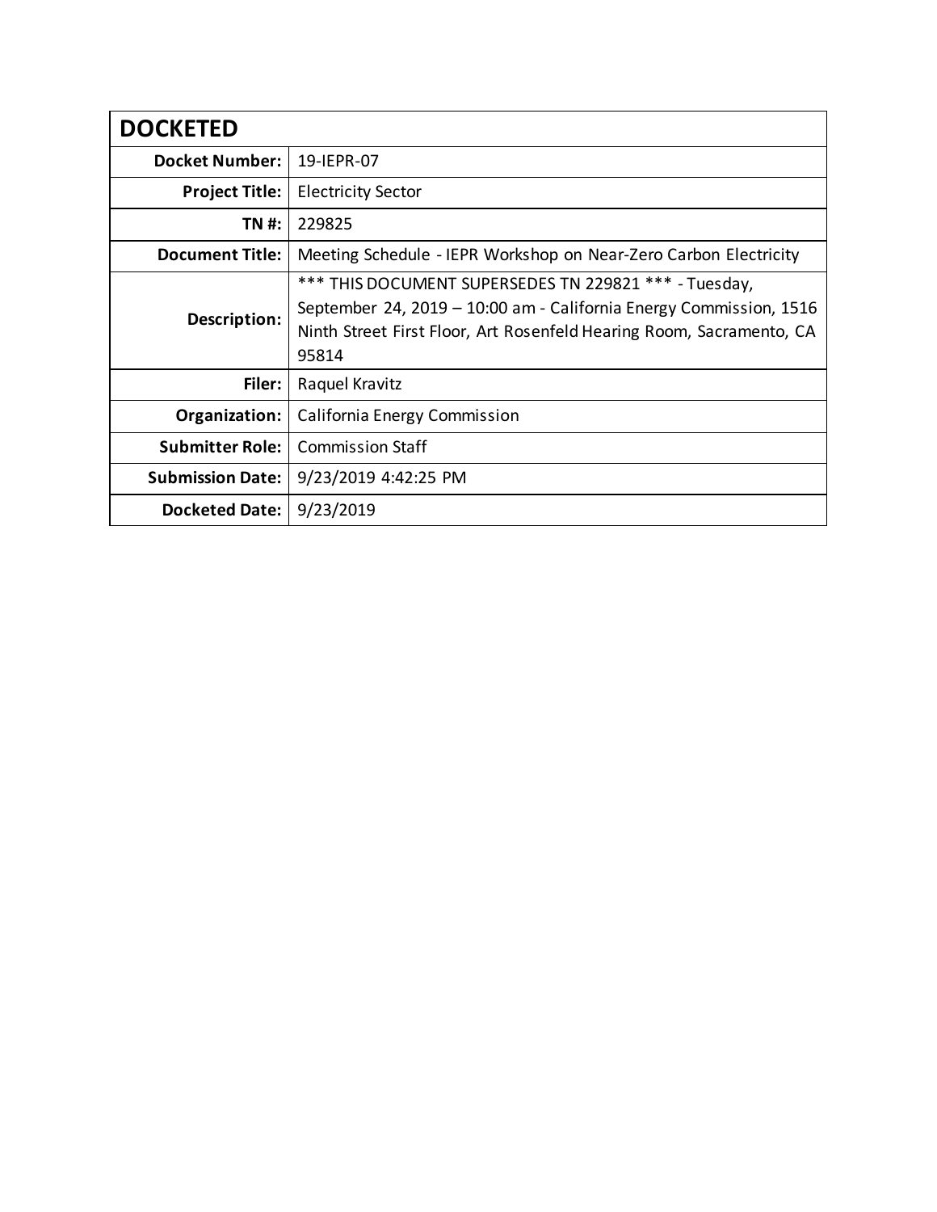| DOCKETED | |
|---|---|
| **Docket Number:** | 19-IEPR-07 |
| **Project Title:** | Electricity Sector |
| **TN #:** | 229825 |
| **Document Title:** | Meeting Schedule - IEPR Workshop on Near-Zero Carbon Electricity |
| **Description:** | *** THIS DOCUMENT SUPERSEDES TN 229821 *** - Tuesday, September 24, 2019 – 10:00 am - California Energy Commission, 1516 Ninth Street First Floor, Art Rosenfeld Hearing Room, Sacramento, CA 95814 |
| **Filer:** | Raquel Kravitz |
| **Organization:** | California Energy Commission |
| **Submitter Role:** | Commission Staff |
| **Submission Date:** | 9/23/2019 4:42:25 PM |
| **Docketed Date:** | 9/23/2019 |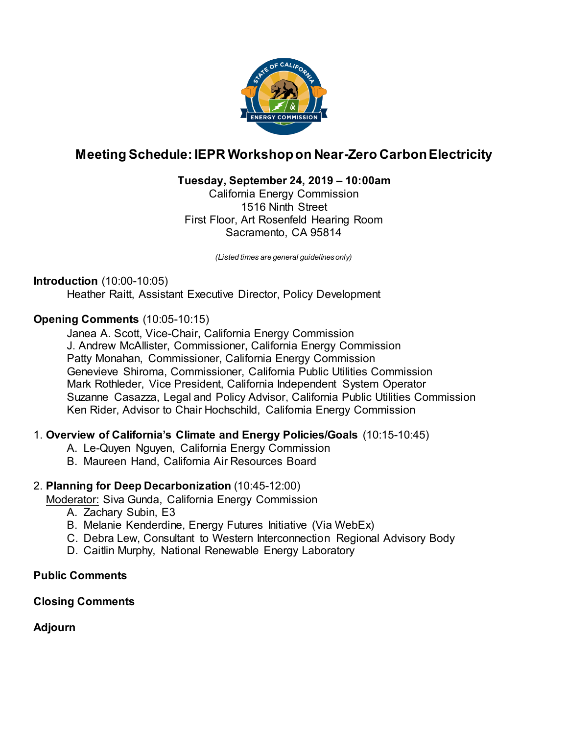# Meeting Schedule: IEPR Workshop on Near-Zero Carbon Electricity

**Tuesday, September 24, 2019 – 10:00am**
California Energy Commission
1516 Ninth Street
First Floor, Art Rosenfeld Hearing Room
Sacramento, CA 95814

*(Listed times are general guidelines only)*

**Introduction** (10:00-10:05)
Heather Raitt, Assistant Executive Director, Policy Development

**Opening Comments** (10:05-10:15)
Janea A. Scott, Vice-Chair, California Energy Commission
J. Andrew McAllister, Commissioner, California Energy Commission
Patty Monahan, Commissioner, California Energy Commission
Genevieve Shiroma, Commissioner, California Public Utilities Commission
Mark Rothleder, Vice President, California Independent System Operator
Suzanne Casazza, Legal and Policy Advisor, California Public Utilities Commission
Ken Rider, Advisor to Chair Hochschild, California Energy Commission

1. **Overview of California's Climate and Energy Policies/Goals** (10:15-10:45)
   - A. Le-Quyen Nguyen, California Energy Commission
   - B. Maureen Hand, California Air Resources Board

2. **Planning for Deep Decarbonization** (10:45-12:00)
   Moderator: Siva Gunda, California Energy Commission
   - A. Zachary Subin, E3
   - B. Melanie Kenderdine, Energy Futures Initiative (Via WebEx)
   - C. Debra Lew, Consultant to Western Interconnection Regional Advisory Body
   - D. Caitlin Murphy, National Renewable Energy Laboratory

**Public Comments**

**Closing Comments**

**Adjourn**